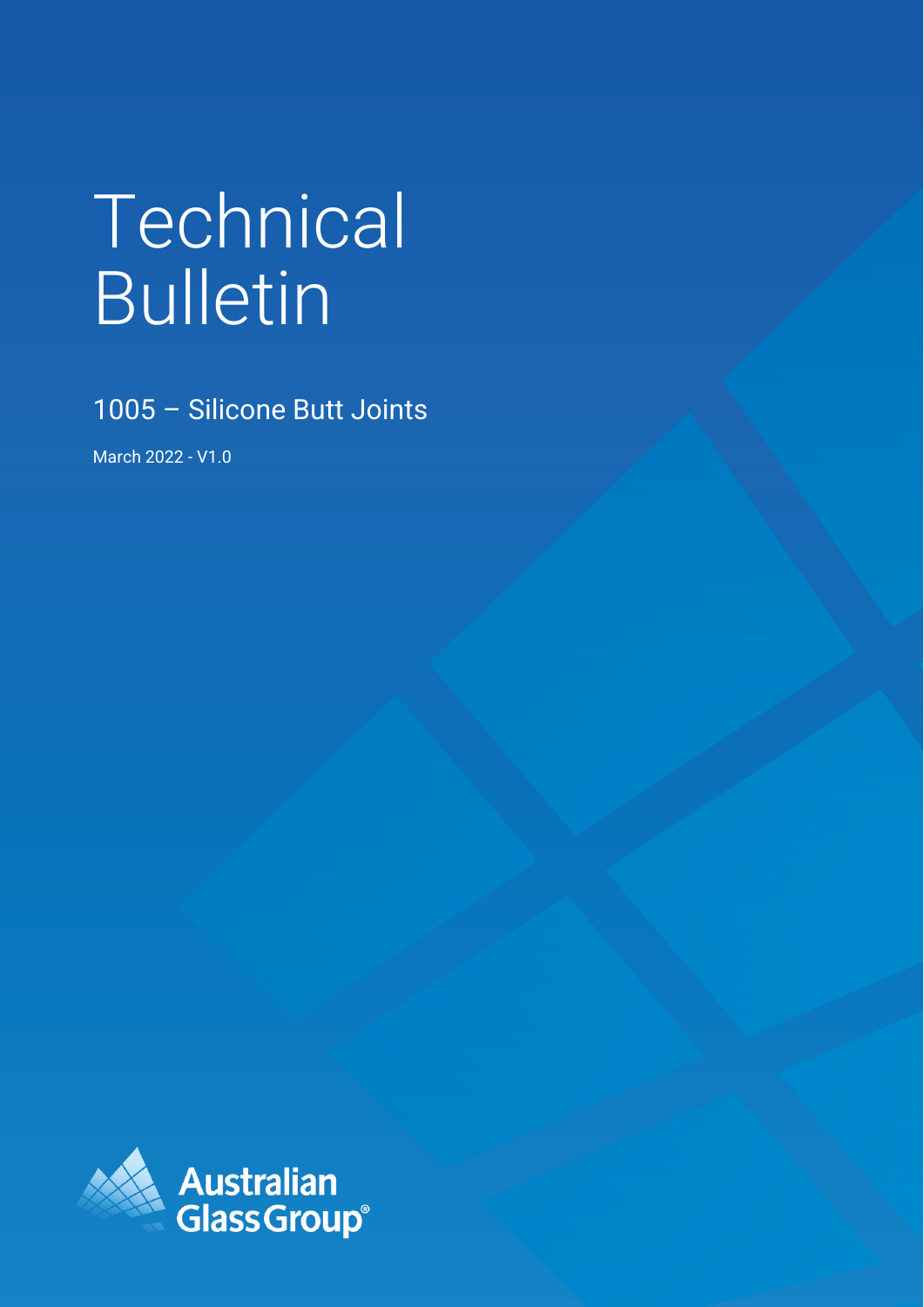# Technical Bulletin

## 1005 – Silicone Butt Joints

March 2022 - V1.0

Australian Glass Group®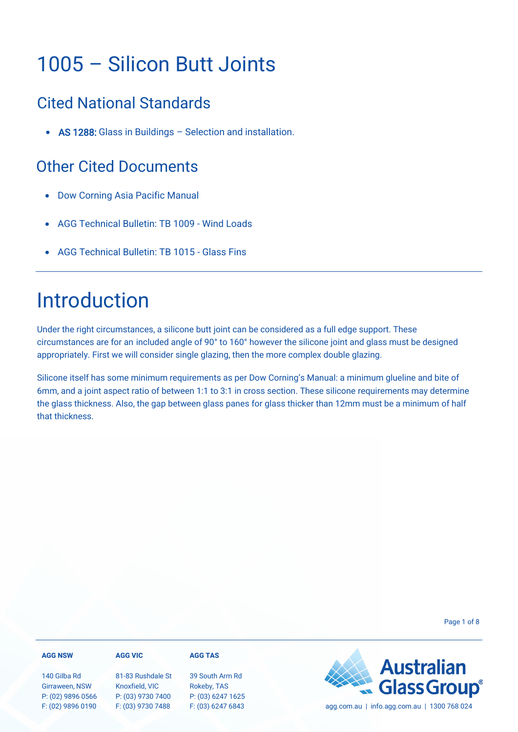# 1005 – Silicon Butt Joints

## Cited National Standards

- AS 1288: Glass in Buildings – Selection and installation.

## Other Cited Documents

- Dow Corning Asia Pacific Manual
- AGG Technical Bulletin: TB 1009 - Wind Loads
- AGG Technical Bulletin: TB 1015 - Glass Fins

# Introduction

Under the right circumstances, a silicone butt joint can be considered as a full edge support. These circumstances are for an included angle of 90° to 160° however the silicone joint and glass must be designed appropriately. First we will consider single glazing, then the more complex double glazing.

Silicone itself has some minimum requirements as per Dow Corning's Manual: a minimum glueline and bite of 6mm, and a joint aspect ratio of between 1:1 to 3:1 in cross section. These silicone requirements may determine the glass thickness. Also, the gap between glass panes for glass thicker than 12mm must be a minimum of half that thickness.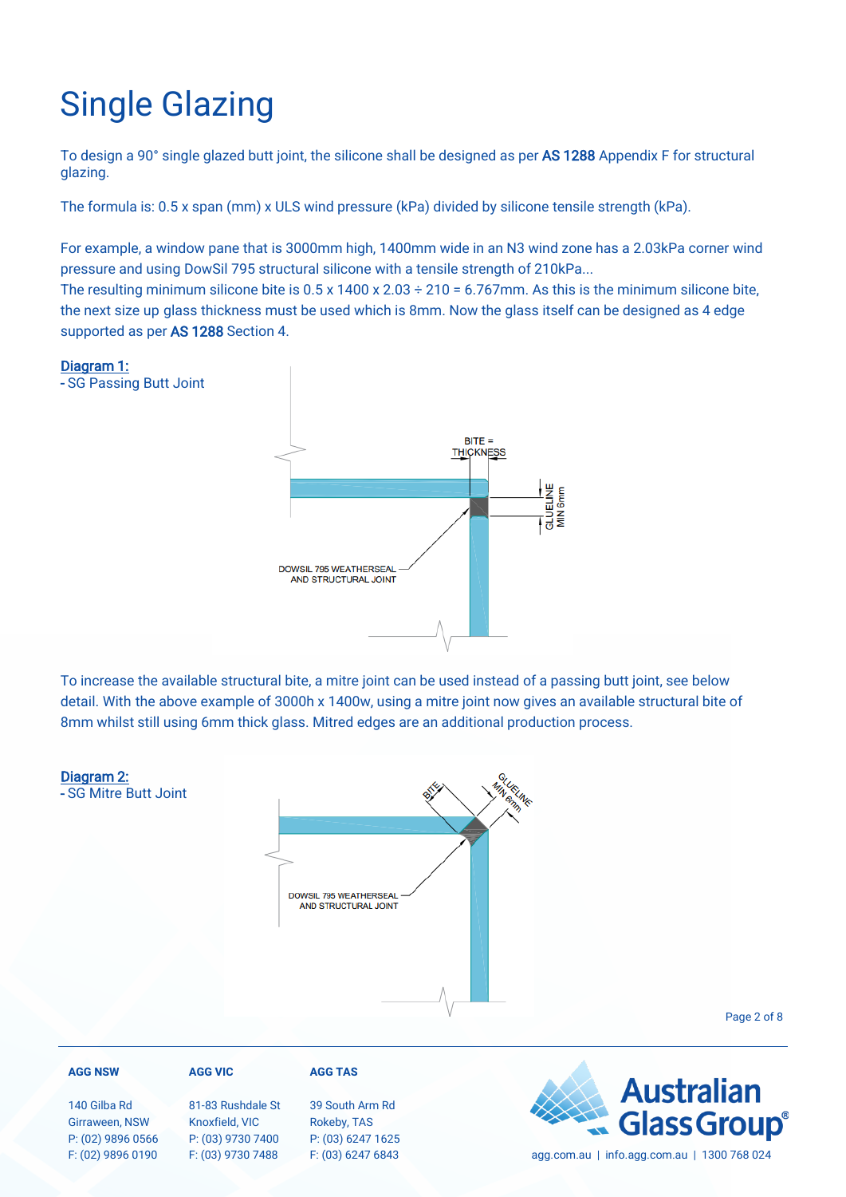# Single Glazing

To design a 90° single glazed butt joint, the silicone shall be designed as per **AS 1288** Appendix F for structural glazing.

The formula is: 0.5 x span (mm) x ULS wind pressure (kPa) divided by silicone tensile strength (kPa).

For example, a window pane that is 3000mm high, 1400mm wide in an N3 wind zone has a 2.03kPa corner wind pressure and using DowSil 795 structural silicone with a tensile strength of 210kPa...
The resulting minimum silicone bite is 0.5 x 1400 x 2.03 ÷ 210 = 6.767mm. As this is the minimum silicone bite, the next size up glass thickness must be used which is 8mm. Now the glass itself can be designed as 4 edge supported as per **AS 1288** Section 4.

**Diagram 1:**
- SG Passing Butt Joint

BITE = THICKNESS

GLUELINE MIN 6mm

DOWSIL 795 WEATHERSEAL AND STRUCTURAL JOINT

To increase the available structural bite, a mitre joint can be used instead of a passing butt joint, see below detail. With the above example of 3000h x 1400w, using a mitre joint now gives an available structural bite of 8mm whilst still using 6mm thick glass. Mitred edges are an additional production process.

**Diagram 2:**
- SG Mitre Butt Joint

BITE

GLUELINE MIN 6mm

DOWSIL 795 WEATHERSEAL AND STRUCTURAL JOINT

**AGG NSW**
140 Gilba Rd
Girraween, NSW
P: (02) 9896 0566
F: (02) 9896 0190

**AGG VIC**
81-83 Rushdale St
Knoxfield, VIC
P: (03) 9730 7400
F: (03) 9730 7488

**AGG TAS**
39 South Arm Rd
Rokeby, TAS
P: (03) 6247 1625
F: (03) 6247 6843

Australian Glass Group®

agg.com.au | info.agg.com.au | 1300 768 024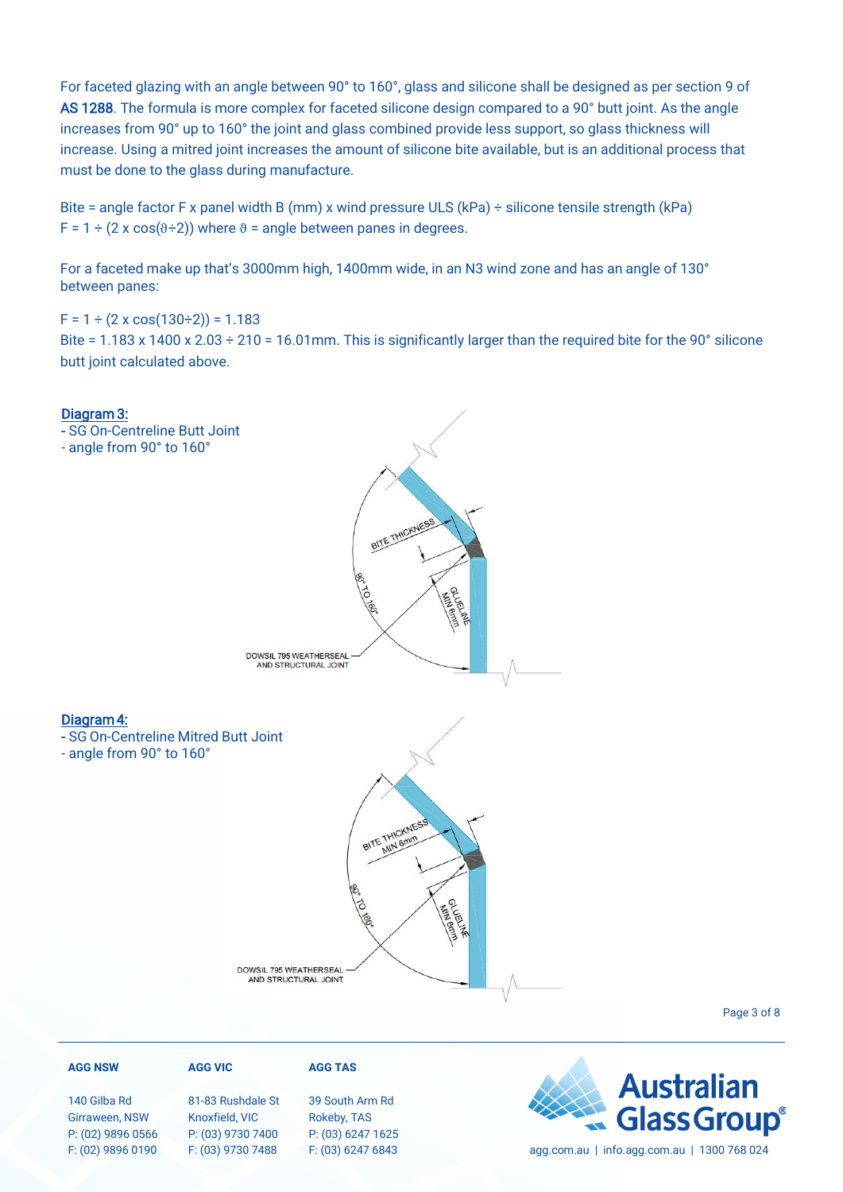For faceted glazing with an angle between 90° to 160°, glass and silicone shall be designed as per section 9 of **AS 1288**. The formula is more complex for faceted silicone design compared to a 90° butt joint. As the angle increases from 90° up to 160° the joint and glass combined provide less support, so glass thickness will increase. Using a mitred joint increases the amount of silicone bite available, but is an additional process that must be done to the glass during manufacture.

Bite = angle factor F x panel width B (mm) x wind pressure ULS (kPa) ÷ silicone tensile strength (kPa)
$F = 1 \div (2 \times \cos(\theta \div 2))$ where $\theta$ = angle between panes in degrees.

For a faceted make up that's 3000mm high, 1400mm wide, in an N3 wind zone and has an angle of 130° between panes:

$F = 1 \div (2 \times \cos(130 \div 2)) = 1.183$
Bite = 1.183 x 1400 x 2.03 ÷ 210 = 16.01mm. This is significantly larger than the required bite for the 90° silicone butt joint calculated above.

**Diagram 3:**
- SG On-Centreline Butt Joint
- angle from 90° to 160°

BITE THICKNESS
90° TO 160°
GLUELINE MIN 6mm
DOWSIL 795 WEATHERSEAL AND STRUCTURAL JOINT

**Diagram 4:**
- SG On-Centreline Mitred Butt Joint
- angle from 90° to 160°

BITE THICKNESS MIN 6mm
90° TO 160°
GLUELINE MIN 6mm
DOWSIL 795 WEATHERSEAL AND STRUCTURAL JOINT

**AGG NSW**
140 Gilba Rd
Girraween, NSW
P: (02) 9896 0566
F: (02) 9896 0190

**AGG VIC**
81-83 Rushdale St
Knoxfield, VIC
P: (03) 9730 7400
F: (03) 9730 7488

**AGG TAS**
39 South Arm Rd
Rokeby, TAS
P: (03) 6247 1625
F: (03) 6247 6843

Australian Glass Group®
agg.com.au | info.agg.com.au | 1300 768 024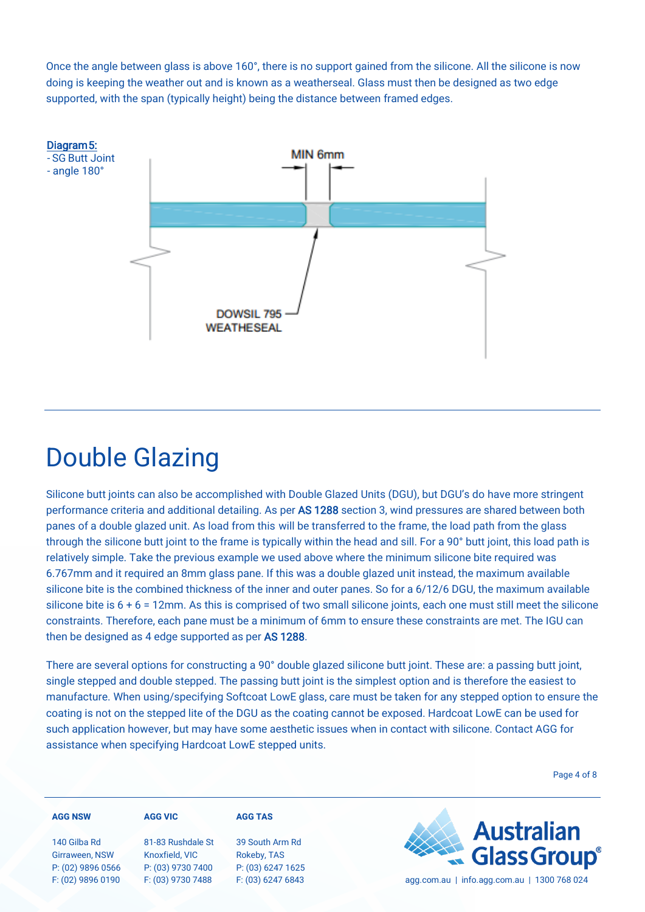Once the angle between glass is above 160°, there is no support gained from the silicone. All the silicone is now doing is keeping the weather out and is known as a weatherseal. Glass must then be designed as two edge supported, with the span (typically height) being the distance between framed edges.

Diagram 5:
- SG Butt Joint
- angle 180°

MIN 6mm

DOWSIL 795 WEATHESEAL

# Double Glazing

Silicone butt joints can also be accomplished with Double Glazed Units (DGU), but DGU's do have more stringent performance criteria and additional detailing. As per AS 1288 section 3, wind pressures are shared between both panes of a double glazed unit. As load from this will be transferred to the frame, the load path from the glass through the silicone butt joint to the frame is typically within the head and sill. For a 90° butt joint, this load path is relatively simple. Take the previous example we used above where the minimum silicone bite required was 6.767mm and it required an 8mm glass pane. If this was a double glazed unit instead, the maximum available silicone bite is the combined thickness of the inner and outer panes. So for a 6/12/6 DGU, the maximum available silicone bite is 6 + 6 = 12mm. As this is comprised of two small silicone joints, each one must still meet the silicone constraints. Therefore, each pane must be a minimum of 6mm to ensure these constraints are met. The IGU can then be designed as 4 edge supported as per AS 1288.

There are several options for constructing a 90° double glazed silicone butt joint. These are: a passing butt joint, single stepped and double stepped. The passing butt joint is the simplest option and is therefore the easiest to manufacture. When using/specifying Softcoat LowE glass, care must be taken for any stepped option to ensure the coating is not on the stepped lite of the DGU as the coating cannot be exposed. Hardcoat LowE can be used for such application however, but may have some aesthetic issues when in contact with silicone. Contact AGG for assistance when specifying Hardcoat LowE stepped units.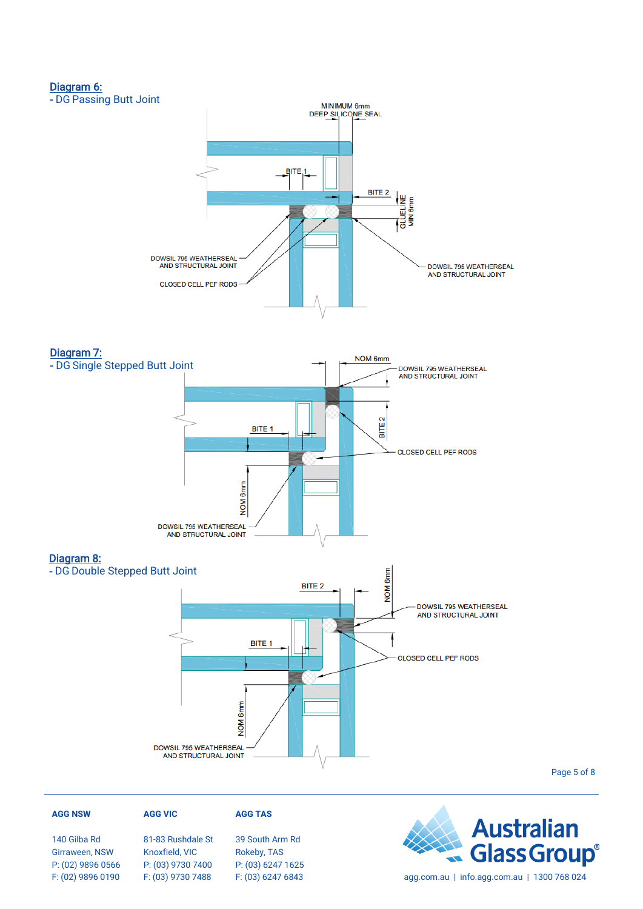## Diagram 6:
- DG Passing Butt Joint

MINIMUM 6mm DEEP SILICONE SEAL

BITE 1

BITE 2

GLUELINE MIN 6mm

DOWSIL 795 WEATHERSEAL AND STRUCTURAL JOINT

CLOSED CELL PEF RODS

DOWSIL 795 WEATHERSEAL AND STRUCTURAL JOINT

## Diagram 7:
- DG Single Stepped Butt Joint

NOM 6mm

DOWSIL 795 WEATHERSEAL AND STRUCTURAL JOINT

BITE 1

BITE 2

CLOSED CELL PEF RODS

NOM 6mm

DOWSIL 795 WEATHERSEAL AND STRUCTURAL JOINT

## Diagram 8:
- DG Double Stepped Butt Joint

BITE 2

NOM 6mm

DOWSIL 795 WEATHERSEAL AND STRUCTURAL JOINT

BITE 1

CLOSED CELL PEF RODS

NOM 6mm

DOWSIL 795 WEATHERSEAL AND STRUCTURAL JOINT

**AGG NSW**
140 Gilba Rd
Girraween, NSW
P: (02) 9896 0566
F: (02) 9896 0190

**AGG VIC**
81-83 Rushdale St
Knoxfield, VIC
P: (03) 9730 7400
F: (03) 9730 7488

**AGG TAS**
39 South Arm Rd
Rokeby, TAS
P: (03) 6247 1625
F: (03) 6247 6843

Australian Glass Group®

agg.com.au | info.agg.com.au | 1300 768 024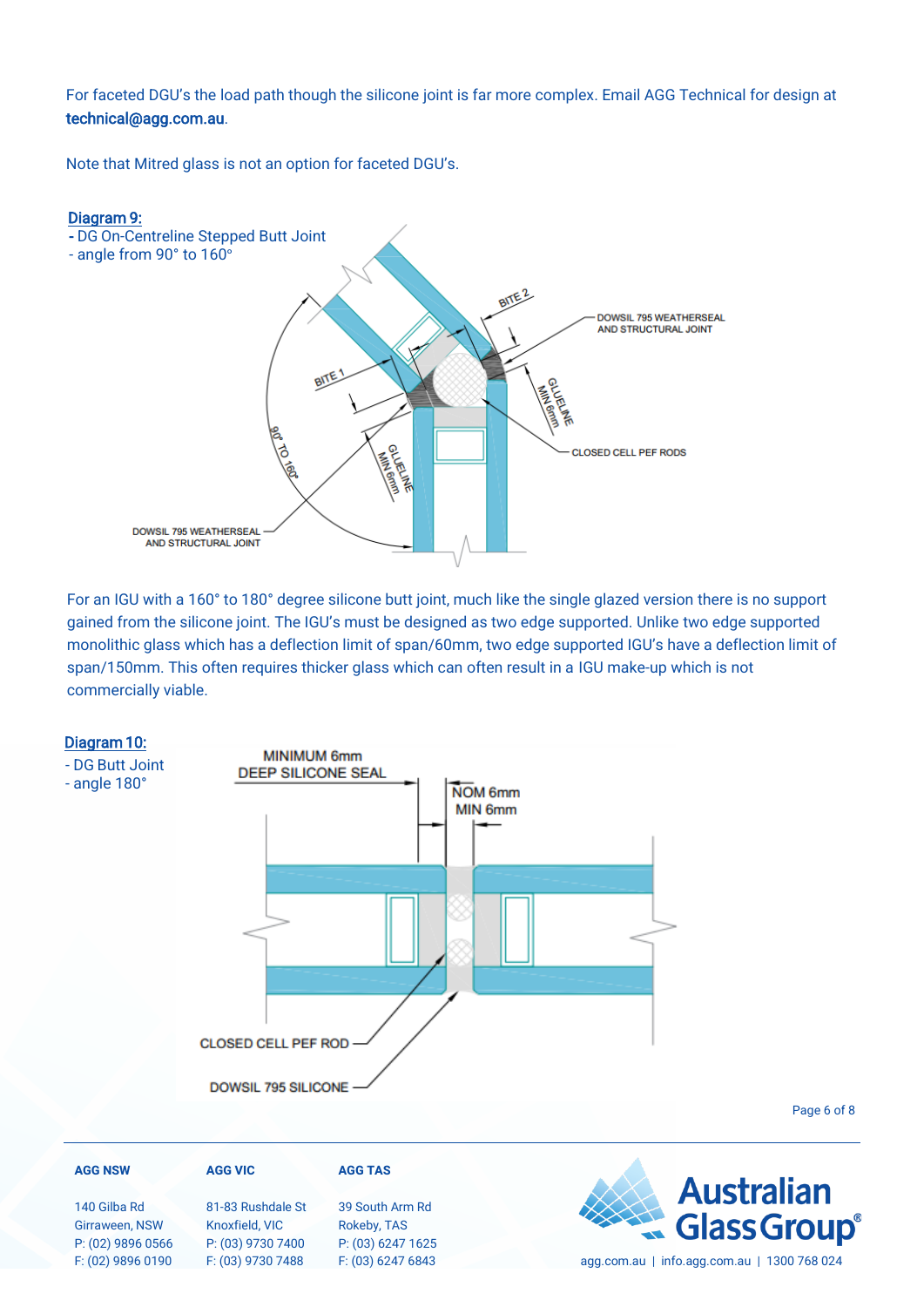For faceted DGU's the load path though the silicone joint is far more complex. Email AGG Technical for design at **technical@agg.com.au**.

Note that Mitred glass is not an option for faceted DGU's.

**Diagram 9:**

- DG On-Centreline Stepped Butt Joint
- angle from 90° to 160°

BITE 2

DOWSIL 795 WEATHERSEAL AND STRUCTURAL JOINT

BITE 1

GLUELINE MIN 6mm

90° TO 160°

CLOSED CELL PEF RODS

GLUELINE MIN 6mm

DOWSIL 795 WEATHERSEAL AND STRUCTURAL JOINT

For an IGU with a 160° to 180° degree silicone butt joint, much like the single glazed version there is no support gained from the silicone joint. The IGU's must be designed as two edge supported. Unlike two edge supported monolithic glass which has a deflection limit of span/60mm, two edge supported IGU's have a deflection limit of span/150mm. This often requires thicker glass which can often result in a IGU make-up which is not commercially viable.

**Diagram 10:**

- DG Butt Joint
- angle 180°

MINIMUM 6mm DEEP SILICONE SEAL

NOM 6mm MIN 6mm

CLOSED CELL PEF ROD

DOWSIL 795 SILICONE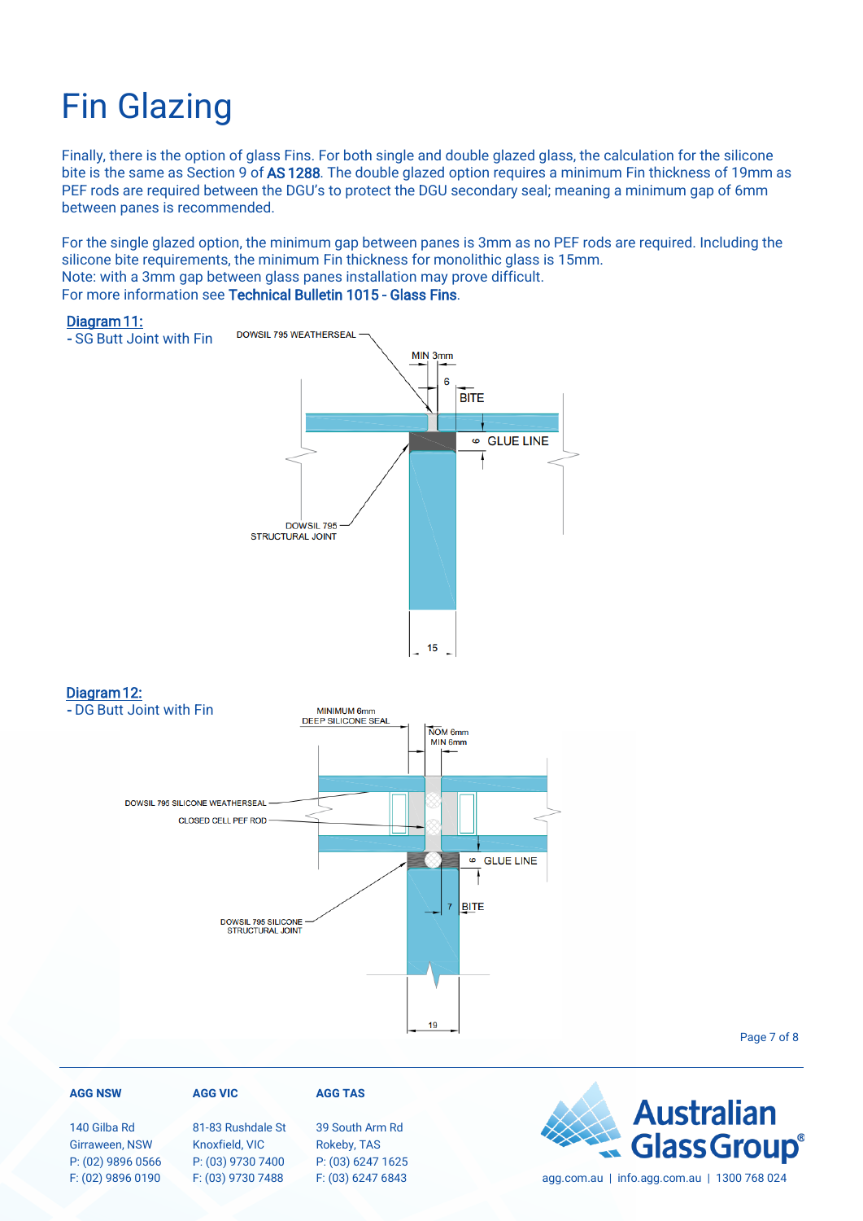# Fin Glazing

Finally, there is the option of glass Fins. For both single and double glazed glass, the calculation for the silicone bite is the same as Section 9 of **AS 1288**. The double glazed option requires a minimum Fin thickness of 19mm as PEF rods are required between the DGU's to protect the DGU secondary seal; meaning a minimum gap of 6mm between panes is recommended.

For the single glazed option, the minimum gap between panes is 3mm as no PEF rods are required. Including the silicone bite requirements, the minimum Fin thickness for monolithic glass is 15mm.
Note: with a 3mm gap between glass panes installation may prove difficult.
For more information see **Technical Bulletin 1015 - Glass Fins**.

**Diagram 11:**
- SG Butt Joint with Fin

DOWSIL 795 WEATHERSEAL
MIN 3mm
6
BITE
6 GLUE LINE
DOWSIL 795 STRUCTURAL JOINT
15

**Diagram 12:**
- DG Butt Joint with Fin

MINIMUM 6mm DEEP SILICONE SEAL
NOM 6mm MIN 6mm
DOWSIL 795 SILICONE WEATHERSEAL
CLOSED CELL PEF ROD
6 GLUE LINE
7 BITE
DOWSIL 795 SILICONE STRUCTURAL JOINT
19

**AGG NSW**
140 Gilba Rd
Girraween, NSW
P: (02) 9896 0566
F: (02) 9896 0190

**AGG VIC**
81-83 Rushdale St
Knoxfield, VIC
P: (03) 9730 7400
F: (03) 9730 7488

**AGG TAS**
39 South Arm Rd
Rokeby, TAS
P: (03) 6247 1625
F: (03) 6247 6843

Australian Glass Group®
agg.com.au | info.agg.com.au | 1300 768 024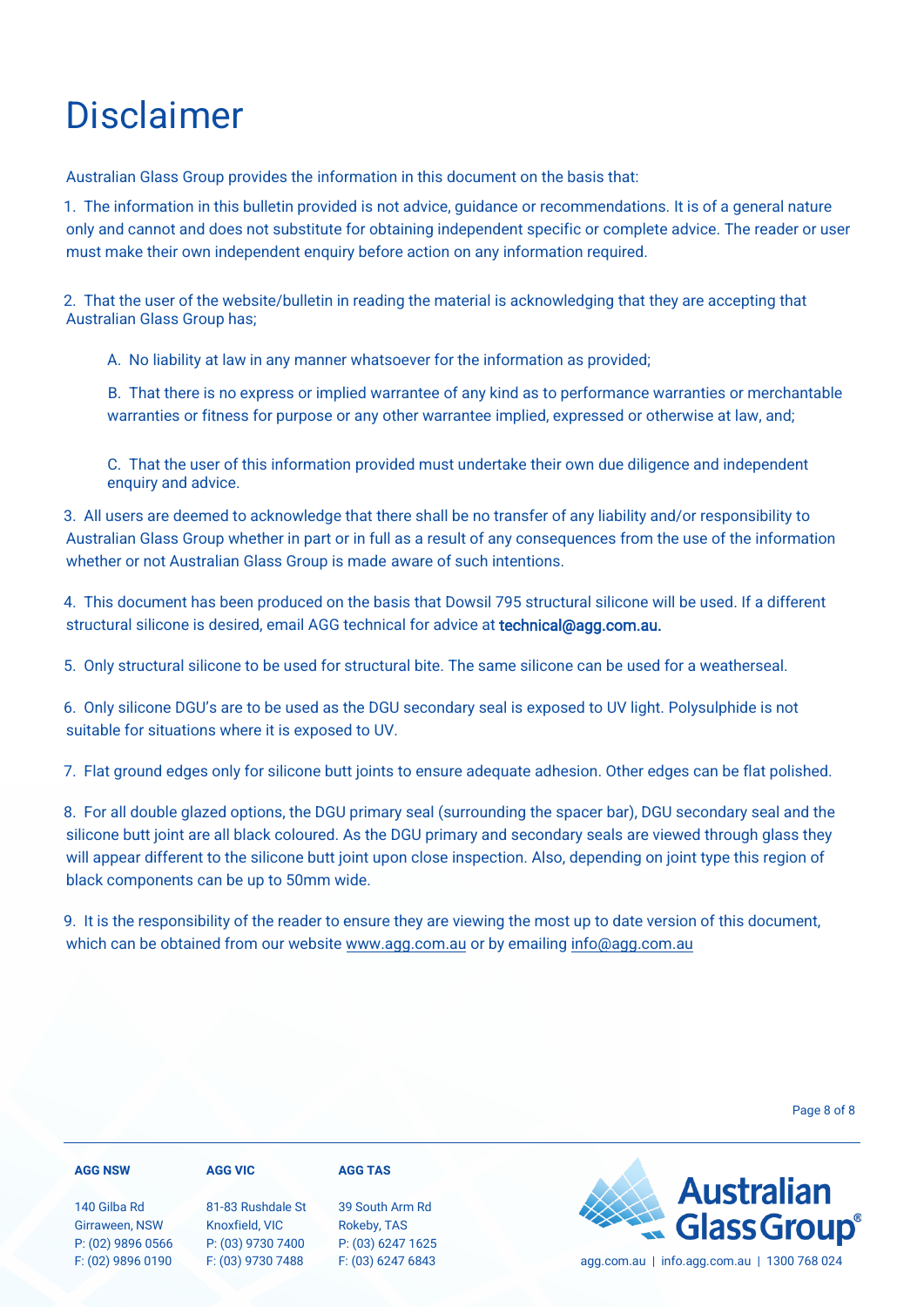# Disclaimer

Australian Glass Group provides the information in this document on the basis that:

1. The information in this bulletin provided is not advice, guidance or recommendations. It is of a general nature only and cannot and does not substitute for obtaining independent specific or complete advice. The reader or user must make their own independent enquiry before action on any information required.

2. That the user of the website/bulletin in reading the material is acknowledging that they are accepting that Australian Glass Group has;

   A. No liability at law in any manner whatsoever for the information as provided;

   B. That there is no express or implied warrantee of any kind as to performance warranties or merchantable warranties or fitness for purpose or any other warrantee implied, expressed or otherwise at law, and;

   C. That the user of this information provided must undertake their own due diligence and independent enquiry and advice.

3. All users are deemed to acknowledge that there shall be no transfer of any liability and/or responsibility to Australian Glass Group whether in part or in full as a result of any consequences from the use of the information whether or not Australian Glass Group is made aware of such intentions.

4. This document has been produced on the basis that Dowsil 795 structural silicone will be used. If a different structural silicone is desired, email AGG technical for advice at technical@agg.com.au.

5. Only structural silicone to be used for structural bite. The same silicone can be used for a weatherseal.

6. Only silicone DGU's are to be used as the DGU secondary seal is exposed to UV light. Polysulphide is not suitable for situations where it is exposed to UV.

7. Flat ground edges only for silicone butt joints to ensure adequate adhesion. Other edges can be flat polished.

8. For all double glazed options, the DGU primary seal (surrounding the spacer bar), DGU secondary seal and the silicone butt joint are all black coloured. As the DGU primary and secondary seals are viewed through glass they will appear different to the silicone butt joint upon close inspection. Also, depending on joint type this region of black components can be up to 50mm wide.

9. It is the responsibility of the reader to ensure they are viewing the most up to date version of this document, which can be obtained from our website www.agg.com.au or by emailing info@agg.com.au

**AGG NSW**
140 Gilba Rd
Girraween, NSW
P: (02) 9896 0566
F: (02) 9896 0190

**AGG VIC**
81-83 Rushdale St
Knoxfield, VIC
P: (03) 9730 7400
F: (03) 9730 7488

**AGG TAS**
39 South Arm Rd
Rokeby, TAS
P: (03) 6247 1625
F: (03) 6247 6843

Australian Glass Group®
agg.com.au | info.agg.com.au | 1300 768 024